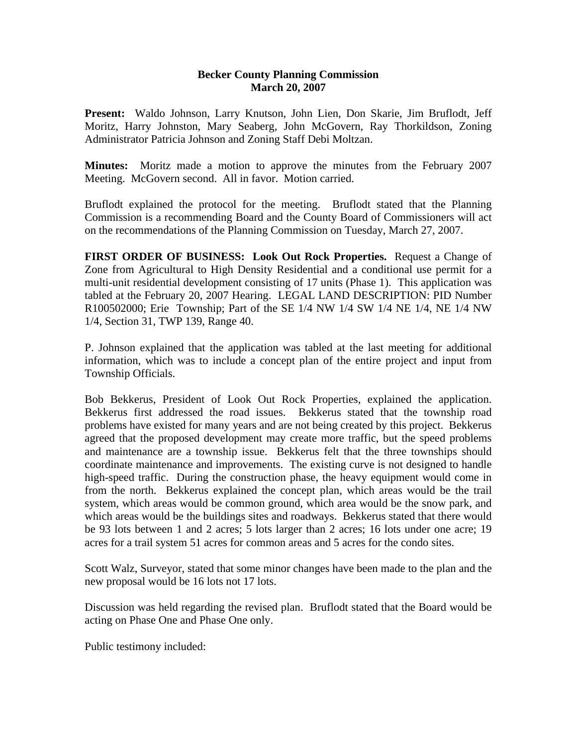**Becker County Planning Commission**
**March 20, 2007**

**Present:** Waldo Johnson, Larry Knutson, John Lien, Don Skarie, Jim Bruflodt, Jeff Moritz, Harry Johnston, Mary Seaberg, John McGovern, Ray Thorkildson, Zoning Administrator Patricia Johnson and Zoning Staff Debi Moltzan.

**Minutes:** Moritz made a motion to approve the minutes from the February 2007 Meeting. McGovern second. All in favor. Motion carried.

Bruflodt explained the protocol for the meeting. Bruflodt stated that the Planning Commission is a recommending Board and the County Board of Commissioners will act on the recommendations of the Planning Commission on Tuesday, March 27, 2007.

**FIRST ORDER OF BUSINESS: Look Out Rock Properties.** Request a Change of Zone from Agricultural to High Density Residential and a conditional use permit for a multi-unit residential development consisting of 17 units (Phase 1). This application was tabled at the February 20, 2007 Hearing. LEGAL LAND DESCRIPTION: PID Number R100502000; Erie Township; Part of the SE 1/4 NW 1/4 SW 1/4 NE 1/4, NE 1/4 NW 1/4, Section 31, TWP 139, Range 40.

P. Johnson explained that the application was tabled at the last meeting for additional information, which was to include a concept plan of the entire project and input from Township Officials.

Bob Bekkerus, President of Look Out Rock Properties, explained the application. Bekkerus first addressed the road issues. Bekkerus stated that the township road problems have existed for many years and are not being created by this project. Bekkerus agreed that the proposed development may create more traffic, but the speed problems and maintenance are a township issue. Bekkerus felt that the three townships should coordinate maintenance and improvements. The existing curve is not designed to handle high-speed traffic. During the construction phase, the heavy equipment would come in from the north. Bekkerus explained the concept plan, which areas would be the trail system, which areas would be common ground, which area would be the snow park, and which areas would be the buildings sites and roadways. Bekkerus stated that there would be 93 lots between 1 and 2 acres; 5 lots larger than 2 acres; 16 lots under one acre; 19 acres for a trail system 51 acres for common areas and 5 acres for the condo sites.

Scott Walz, Surveyor, stated that some minor changes have been made to the plan and the new proposal would be 16 lots not 17 lots.

Discussion was held regarding the revised plan. Bruflodt stated that the Board would be acting on Phase One and Phase One only.

Public testimony included: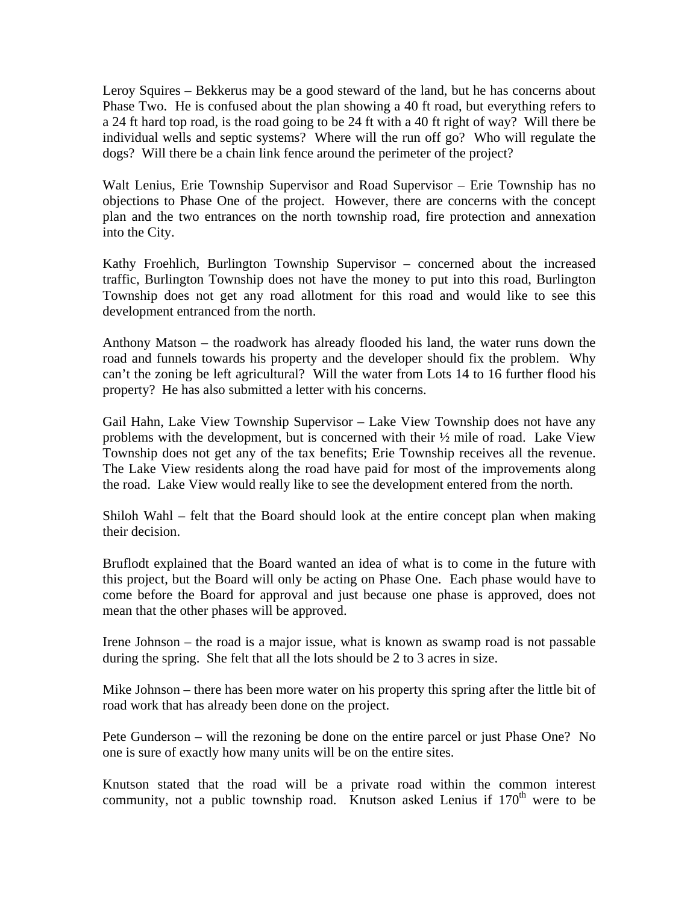Leroy Squires – Bekkerus may be a good steward of the land, but he has concerns about Phase Two. He is confused about the plan showing a 40 ft road, but everything refers to a 24 ft hard top road, is the road going to be 24 ft with a 40 ft right of way? Will there be individual wells and septic systems? Where will the run off go? Who will regulate the dogs? Will there be a chain link fence around the perimeter of the project?

Walt Lenius, Erie Township Supervisor and Road Supervisor – Erie Township has no objections to Phase One of the project. However, there are concerns with the concept plan and the two entrances on the north township road, fire protection and annexation into the City.

Kathy Froehlich, Burlington Township Supervisor – concerned about the increased traffic, Burlington Township does not have the money to put into this road, Burlington Township does not get any road allotment for this road and would like to see this development entranced from the north.

Anthony Matson – the roadwork has already flooded his land, the water runs down the road and funnels towards his property and the developer should fix the problem. Why can't the zoning be left agricultural? Will the water from Lots 14 to 16 further flood his property? He has also submitted a letter with his concerns.

Gail Hahn, Lake View Township Supervisor – Lake View Township does not have any problems with the development, but is concerned with their ½ mile of road. Lake View Township does not get any of the tax benefits; Erie Township receives all the revenue. The Lake View residents along the road have paid for most of the improvements along the road. Lake View would really like to see the development entered from the north.

Shiloh Wahl – felt that the Board should look at the entire concept plan when making their decision.

Bruflodt explained that the Board wanted an idea of what is to come in the future with this project, but the Board will only be acting on Phase One. Each phase would have to come before the Board for approval and just because one phase is approved, does not mean that the other phases will be approved.

Irene Johnson – the road is a major issue, what is known as swamp road is not passable during the spring. She felt that all the lots should be 2 to 3 acres in size.

Mike Johnson – there has been more water on his property this spring after the little bit of road work that has already been done on the project.

Pete Gunderson – will the rezoning be done on the entire parcel or just Phase One? No one is sure of exactly how many units will be on the entire sites.

Knutson stated that the road will be a private road within the common interest community, not a public township road. Knutson asked Lenius if 170th were to be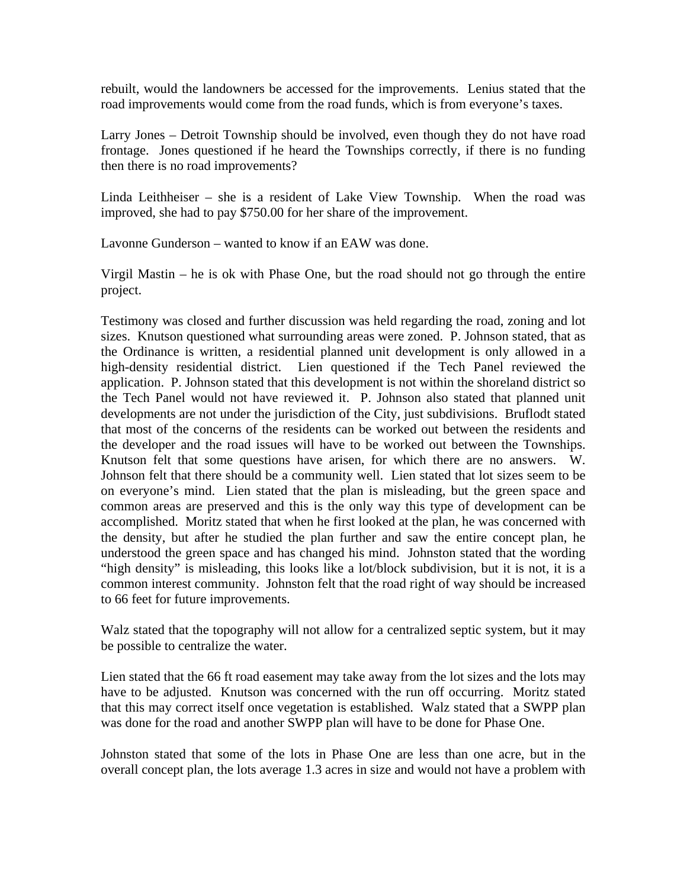rebuilt, would the landowners be accessed for the improvements. Lenius stated that the road improvements would come from the road funds, which is from everyone's taxes.

Larry Jones – Detroit Township should be involved, even though they do not have road frontage. Jones questioned if he heard the Townships correctly, if there is no funding then there is no road improvements?

Linda Leithheiser – she is a resident of Lake View Township. When the road was improved, she had to pay $750.00 for her share of the improvement.

Lavonne Gunderson – wanted to know if an EAW was done.

Virgil Mastin – he is ok with Phase One, but the road should not go through the entire project.

Testimony was closed and further discussion was held regarding the road, zoning and lot sizes. Knutson questioned what surrounding areas were zoned. P. Johnson stated, that as the Ordinance is written, a residential planned unit development is only allowed in a high-density residential district. Lien questioned if the Tech Panel reviewed the application. P. Johnson stated that this development is not within the shoreland district so the Tech Panel would not have reviewed it. P. Johnson also stated that planned unit developments are not under the jurisdiction of the City, just subdivisions. Bruflodt stated that most of the concerns of the residents can be worked out between the residents and the developer and the road issues will have to be worked out between the Townships. Knutson felt that some questions have arisen, for which there are no answers. W. Johnson felt that there should be a community well. Lien stated that lot sizes seem to be on everyone's mind. Lien stated that the plan is misleading, but the green space and common areas are preserved and this is the only way this type of development can be accomplished. Moritz stated that when he first looked at the plan, he was concerned with the density, but after he studied the plan further and saw the entire concept plan, he understood the green space and has changed his mind. Johnston stated that the wording "high density" is misleading, this looks like a lot/block subdivision, but it is not, it is a common interest community. Johnston felt that the road right of way should be increased to 66 feet for future improvements.

Walz stated that the topography will not allow for a centralized septic system, but it may be possible to centralize the water.

Lien stated that the 66 ft road easement may take away from the lot sizes and the lots may have to be adjusted. Knutson was concerned with the run off occurring. Moritz stated that this may correct itself once vegetation is established. Walz stated that a SWPP plan was done for the road and another SWPP plan will have to be done for Phase One.

Johnston stated that some of the lots in Phase One are less than one acre, but in the overall concept plan, the lots average 1.3 acres in size and would not have a problem with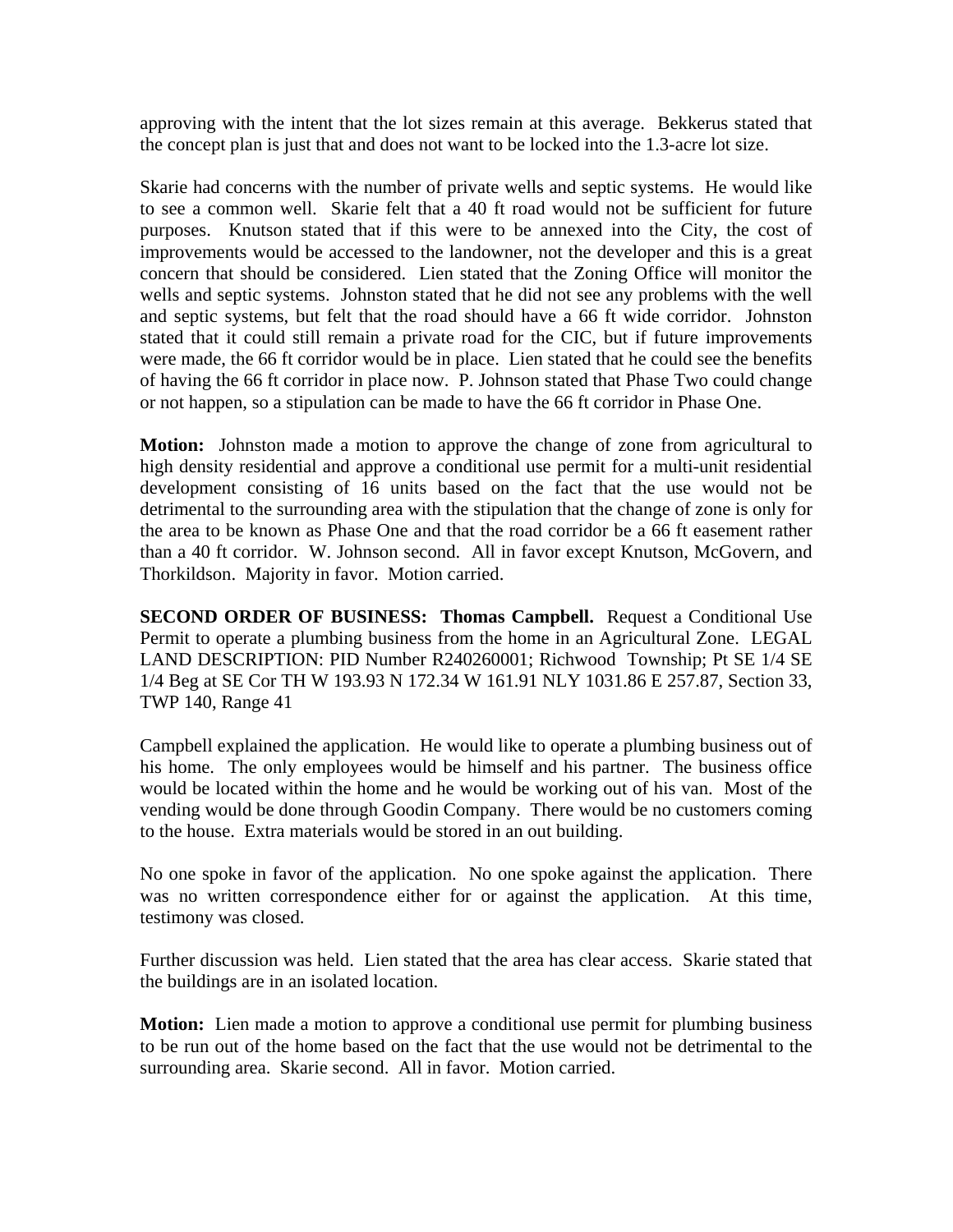approving with the intent that the lot sizes remain at this average. Bekkerus stated that the concept plan is just that and does not want to be locked into the 1.3-acre lot size.

Skarie had concerns with the number of private wells and septic systems. He would like to see a common well. Skarie felt that a 40 ft road would not be sufficient for future purposes. Knutson stated that if this were to be annexed into the City, the cost of improvements would be accessed to the landowner, not the developer and this is a great concern that should be considered. Lien stated that the Zoning Office will monitor the wells and septic systems. Johnston stated that he did not see any problems with the well and septic systems, but felt that the road should have a 66 ft wide corridor. Johnston stated that it could still remain a private road for the CIC, but if future improvements were made, the 66 ft corridor would be in place. Lien stated that he could see the benefits of having the 66 ft corridor in place now. P. Johnson stated that Phase Two could change or not happen, so a stipulation can be made to have the 66 ft corridor in Phase One.

**Motion:** Johnston made a motion to approve the change of zone from agricultural to high density residential and approve a conditional use permit for a multi-unit residential development consisting of 16 units based on the fact that the use would not be detrimental to the surrounding area with the stipulation that the change of zone is only for the area to be known as Phase One and that the road corridor be a 66 ft easement rather than a 40 ft corridor. W. Johnson second. All in favor except Knutson, McGovern, and Thorkildson. Majority in favor. Motion carried.

**SECOND ORDER OF BUSINESS: Thomas Campbell.** Request a Conditional Use Permit to operate a plumbing business from the home in an Agricultural Zone. LEGAL LAND DESCRIPTION: PID Number R240260001; Richwood Township; Pt SE 1/4 SE 1/4 Beg at SE Cor TH W 193.93 N 172.34 W 161.91 NLY 1031.86 E 257.87, Section 33, TWP 140, Range 41

Campbell explained the application. He would like to operate a plumbing business out of his home. The only employees would be himself and his partner. The business office would be located within the home and he would be working out of his van. Most of the vending would be done through Goodin Company. There would be no customers coming to the house. Extra materials would be stored in an out building.

No one spoke in favor of the application. No one spoke against the application. There was no written correspondence either for or against the application. At this time, testimony was closed.

Further discussion was held. Lien stated that the area has clear access. Skarie stated that the buildings are in an isolated location.

**Motion:** Lien made a motion to approve a conditional use permit for plumbing business to be run out of the home based on the fact that the use would not be detrimental to the surrounding area. Skarie second. All in favor. Motion carried.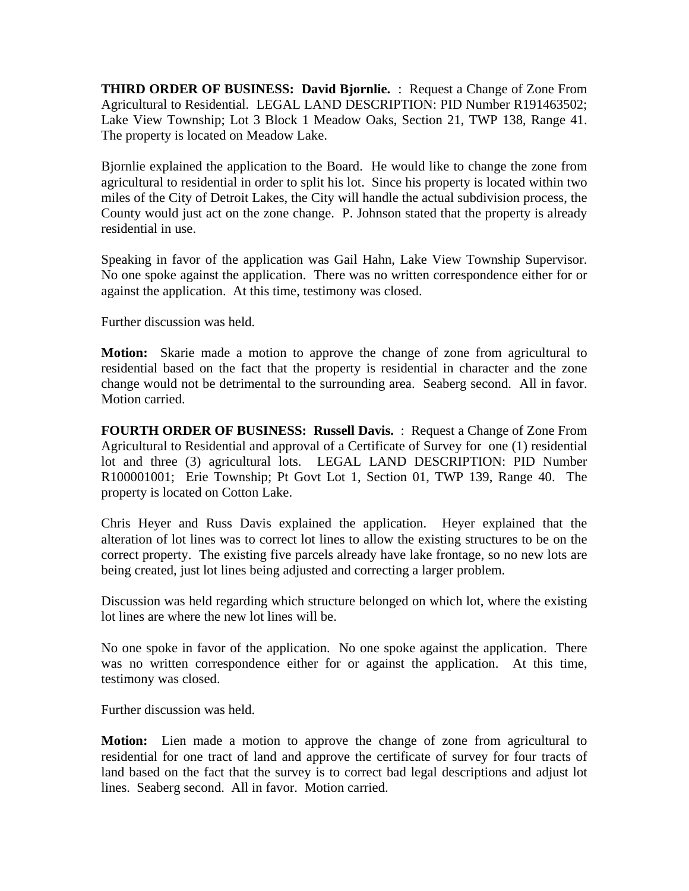**THIRD ORDER OF BUSINESS: David Bjornlie.** : Request a Change of Zone From Agricultural to Residential. LEGAL LAND DESCRIPTION: PID Number R191463502; Lake View Township; Lot 3 Block 1 Meadow Oaks, Section 21, TWP 138, Range 41. The property is located on Meadow Lake.

Bjornlie explained the application to the Board. He would like to change the zone from agricultural to residential in order to split his lot. Since his property is located within two miles of the City of Detroit Lakes, the City will handle the actual subdivision process, the County would just act on the zone change. P. Johnson stated that the property is already residential in use.

Speaking in favor of the application was Gail Hahn, Lake View Township Supervisor. No one spoke against the application. There was no written correspondence either for or against the application. At this time, testimony was closed.

Further discussion was held.

**Motion:** Skarie made a motion to approve the change of zone from agricultural to residential based on the fact that the property is residential in character and the zone change would not be detrimental to the surrounding area. Seaberg second. All in favor. Motion carried.

**FOURTH ORDER OF BUSINESS: Russell Davis.** : Request a Change of Zone From Agricultural to Residential and approval of a Certificate of Survey for one (1) residential lot and three (3) agricultural lots. LEGAL LAND DESCRIPTION: PID Number R100001001; Erie Township; Pt Govt Lot 1, Section 01, TWP 139, Range 40. The property is located on Cotton Lake.

Chris Heyer and Russ Davis explained the application. Heyer explained that the alteration of lot lines was to correct lot lines to allow the existing structures to be on the correct property. The existing five parcels already have lake frontage, so no new lots are being created, just lot lines being adjusted and correcting a larger problem.

Discussion was held regarding which structure belonged on which lot, where the existing lot lines are where the new lot lines will be.

No one spoke in favor of the application. No one spoke against the application. There was no written correspondence either for or against the application. At this time, testimony was closed.

Further discussion was held.

**Motion:** Lien made a motion to approve the change of zone from agricultural to residential for one tract of land and approve the certificate of survey for four tracts of land based on the fact that the survey is to correct bad legal descriptions and adjust lot lines. Seaberg second. All in favor. Motion carried.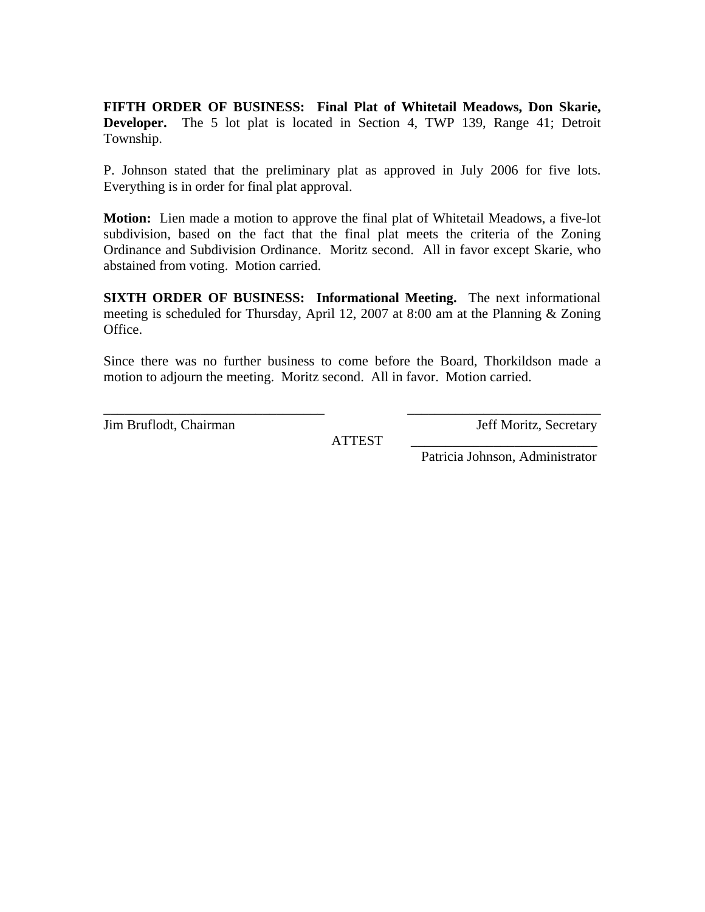**FIFTH ORDER OF BUSINESS: Final Plat of Whitetail Meadows, Don Skarie, Developer.** The 5 lot plat is located in Section 4, TWP 139, Range 41; Detroit Township.

P. Johnson stated that the preliminary plat as approved in July 2006 for five lots. Everything is in order for final plat approval.

**Motion:** Lien made a motion to approve the final plat of Whitetail Meadows, a five-lot subdivision, based on the fact that the final plat meets the criteria of the Zoning Ordinance and Subdivision Ordinance. Moritz second. All in favor except Skarie, who abstained from voting. Motion carried.

**SIXTH ORDER OF BUSINESS: Informational Meeting.** The next informational meeting is scheduled for Thursday, April 12, 2007 at 8:00 am at the Planning & Zoning Office.

Since there was no further business to come before the Board, Thorkildson made a motion to adjourn the meeting. Moritz second. All in favor. Motion carried.

\_\_\_\_\_\_\_\_\_\_\_\_\_\_\_\_\_\_\_\_\_\_\_\_\_\_\_\_\_\_\_\_ \_\_\_\_\_\_\_\_\_\_\_\_\_\_\_\_\_\_\_\_\_\_\_\_\_\_\_\_\_\_\_\_
Jim Bruflodt, Chairman Jeff Moritz, Secretary

ATTEST \_\_\_\_\_\_\_\_\_\_\_\_\_\_\_\_\_\_\_\_\_\_\_\_\_\_\_\_\_\_\_\_
Patricia Johnson, Administrator